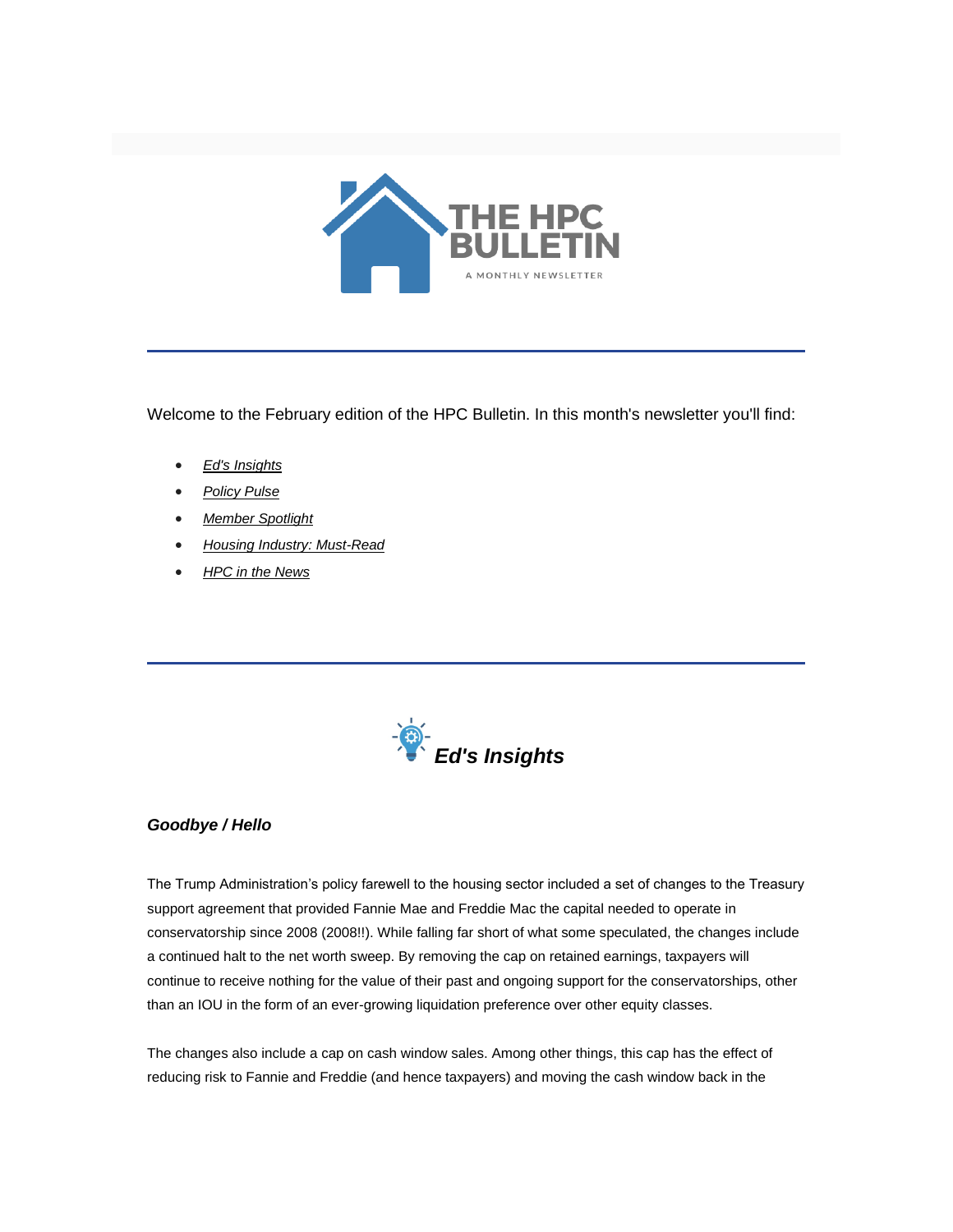# THE HPC BULLETIN

A MONTHLY NEWSLETTER

---

Welcome to the February edition of the HPC Bulletin. In this month's newsletter you'll find:

- *Ed's Insights*
- *Policy Pulse*
- *Member Spotlight*
- *Housing Industry: Must-Read*
- *HPC in the News*

---

## *Ed's Insights*

### *Goodbye / Hello*

The Trump Administration's policy farewell to the housing sector included a set of changes to the Treasury support agreement that provided Fannie Mae and Freddie Mac the capital needed to operate in conservatorship since 2008 (2008!!). While falling far short of what some speculated, the changes include a continued halt to the net worth sweep. By removing the cap on retained earnings, taxpayers will continue to receive nothing for the value of their past and ongoing support for the conservatorships, other than an IOU in the form of an ever-growing liquidation preference over other equity classes.

The changes also include a cap on cash window sales. Among other things, this cap has the effect of reducing risk to Fannie and Freddie (and hence taxpayers) and moving the cash window back in the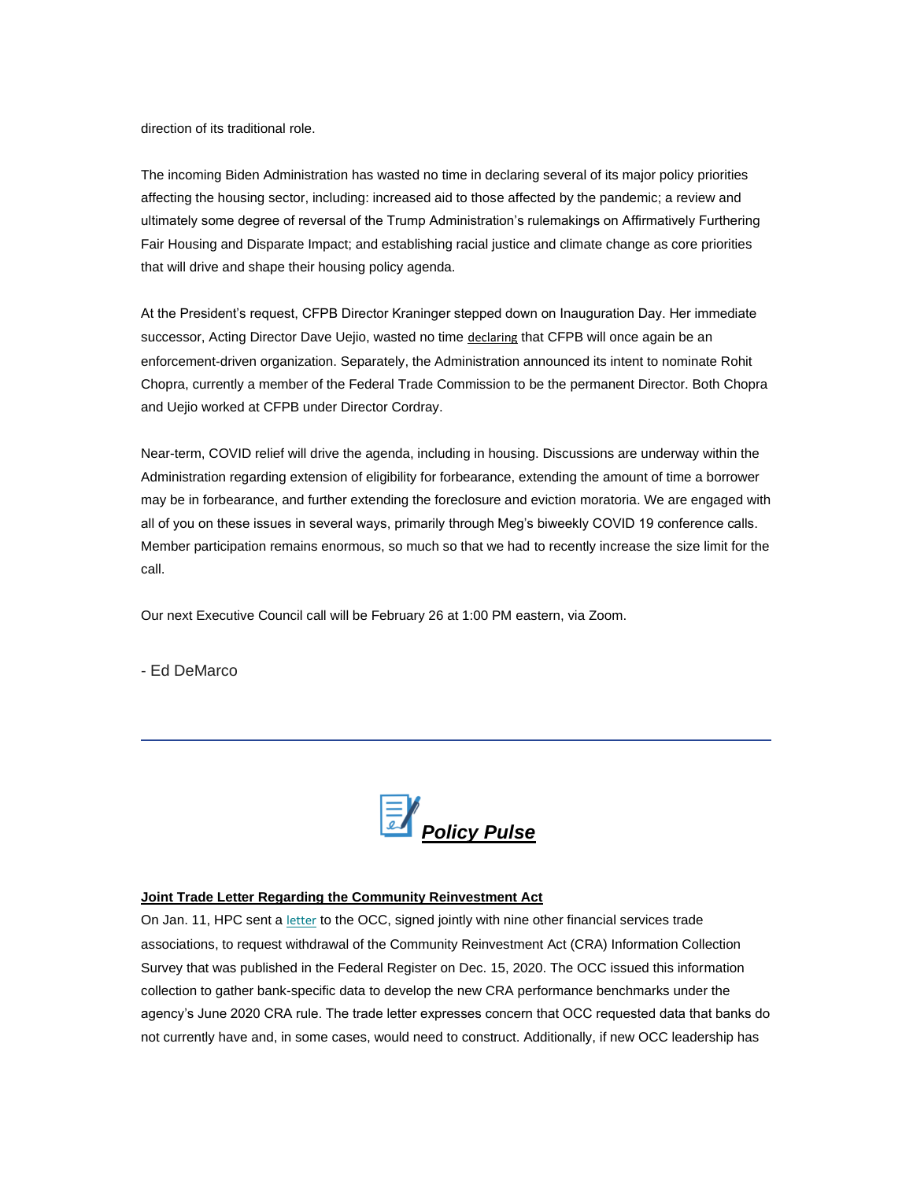direction of its traditional role.

The incoming Biden Administration has wasted no time in declaring several of its major policy priorities affecting the housing sector, including: increased aid to those affected by the pandemic; a review and ultimately some degree of reversal of the Trump Administration's rulemakings on Affirmatively Furthering Fair Housing and Disparate Impact; and establishing racial justice and climate change as core priorities that will drive and shape their housing policy agenda.

At the President's request, CFPB Director Kraninger stepped down on Inauguration Day. Her immediate successor, Acting Director Dave Uejio, wasted no time declaring that CFPB will once again be an enforcement-driven organization. Separately, the Administration announced its intent to nominate Rohit Chopra, currently a member of the Federal Trade Commission to be the permanent Director. Both Chopra and Uejio worked at CFPB under Director Cordray.

Near-term, COVID relief will drive the agenda, including in housing. Discussions are underway within the Administration regarding extension of eligibility for forbearance, extending the amount of time a borrower may be in forbearance, and further extending the foreclosure and eviction moratoria. We are engaged with all of you on these issues in several ways, primarily through Meg's biweekly COVID 19 conference calls. Member participation remains enormous, so much so that we had to recently increase the size limit for the call.

Our next Executive Council call will be February 26 at 1:00 PM eastern, via Zoom.

- Ed DeMarco

---

## ***Policy Pulse***

**Joint Trade Letter Regarding the Community Reinvestment Act**

On Jan. 11, HPC sent a letter to the OCC, signed jointly with nine other financial services trade associations, to request withdrawal of the Community Reinvestment Act (CRA) Information Collection Survey that was published in the Federal Register on Dec. 15, 2020. The OCC issued this information collection to gather bank-specific data to develop the new CRA performance benchmarks under the agency's June 2020 CRA rule. The trade letter expresses concern that OCC requested data that banks do not currently have and, in some cases, would need to construct. Additionally, if new OCC leadership has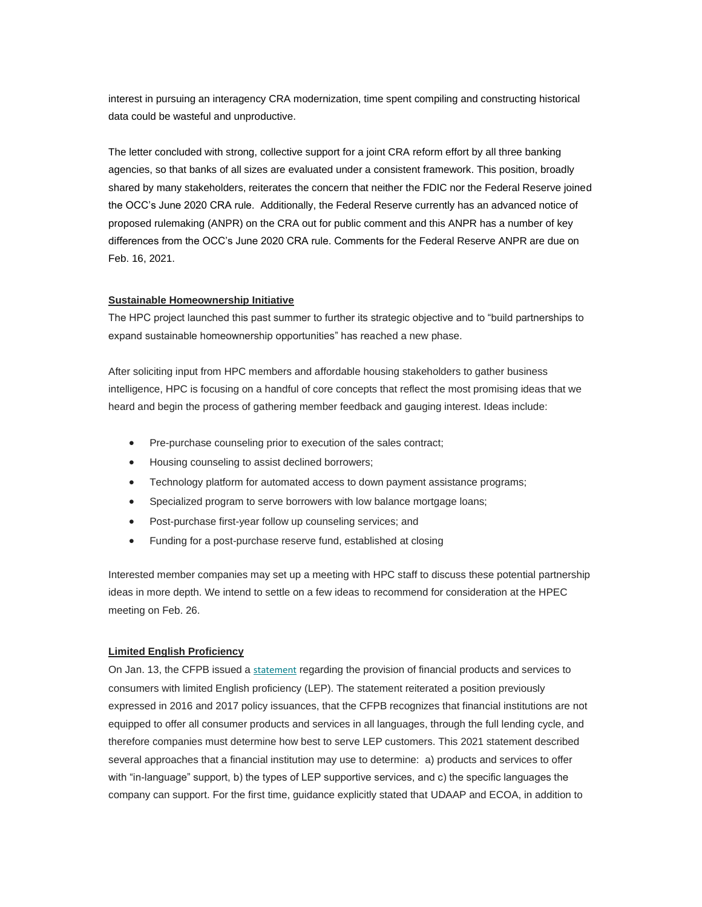interest in pursuing an interagency CRA modernization, time spent compiling and constructing historical data could be wasteful and unproductive.

The letter concluded with strong, collective support for a joint CRA reform effort by all three banking agencies, so that banks of all sizes are evaluated under a consistent framework. This position, broadly shared by many stakeholders, reiterates the concern that neither the FDIC nor the Federal Reserve joined the OCC's June 2020 CRA rule. Additionally, the Federal Reserve currently has an advanced notice of proposed rulemaking (ANPR) on the CRA out for public comment and this ANPR has a number of key differences from the OCC's June 2020 CRA rule. Comments for the Federal Reserve ANPR are due on Feb. 16, 2021.

**Sustainable Homeownership Initiative**

The HPC project launched this past summer to further its strategic objective and to "build partnerships to expand sustainable homeownership opportunities" has reached a new phase.

After soliciting input from HPC members and affordable housing stakeholders to gather business intelligence, HPC is focusing on a handful of core concepts that reflect the most promising ideas that we heard and begin the process of gathering member feedback and gauging interest. Ideas include:

- Pre-purchase counseling prior to execution of the sales contract;
- Housing counseling to assist declined borrowers;
- Technology platform for automated access to down payment assistance programs;
- Specialized program to serve borrowers with low balance mortgage loans;
- Post-purchase first-year follow up counseling services; and
- Funding for a post-purchase reserve fund, established at closing

Interested member companies may set up a meeting with HPC staff to discuss these potential partnership ideas in more depth. We intend to settle on a few ideas to recommend for consideration at the HPEC meeting on Feb. 26.

**Limited English Proficiency**

On Jan. 13, the CFPB issued a statement regarding the provision of financial products and services to consumers with limited English proficiency (LEP). The statement reiterated a position previously expressed in 2016 and 2017 policy issuances, that the CFPB recognizes that financial institutions are not equipped to offer all consumer products and services in all languages, through the full lending cycle, and therefore companies must determine how best to serve LEP customers. This 2021 statement described several approaches that a financial institution may use to determine: a) products and services to offer with "in-language" support, b) the types of LEP supportive services, and c) the specific languages the company can support. For the first time, guidance explicitly stated that UDAAP and ECOA, in addition to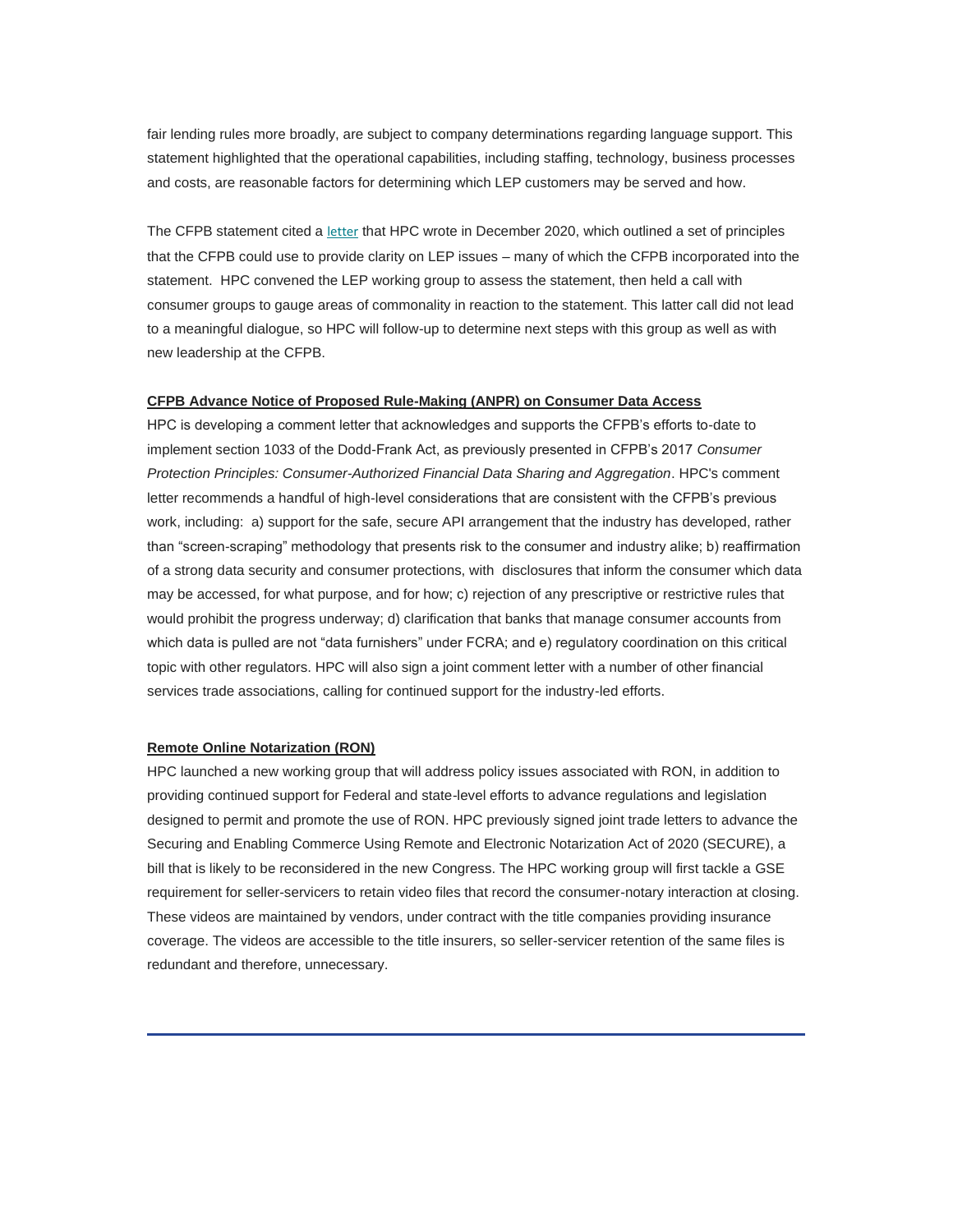fair lending rules more broadly, are subject to company determinations regarding language support. This statement highlighted that the operational capabilities, including staffing, technology, business processes and costs, are reasonable factors for determining which LEP customers may be served and how.

The CFPB statement cited a letter that HPC wrote in December 2020, which outlined a set of principles that the CFPB could use to provide clarity on LEP issues – many of which the CFPB incorporated into the statement. HPC convened the LEP working group to assess the statement, then held a call with consumer groups to gauge areas of commonality in reaction to the statement. This latter call did not lead to a meaningful dialogue, so HPC will follow-up to determine next steps with this group as well as with new leadership at the CFPB.

**CFPB Advance Notice of Proposed Rule-Making (ANPR) on Consumer Data Access**

HPC is developing a comment letter that acknowledges and supports the CFPB's efforts to-date to implement section 1033 of the Dodd-Frank Act, as previously presented in CFPB's 2017 *Consumer Protection Principles: Consumer-Authorized Financial Data Sharing and Aggregation*. HPC's comment letter recommends a handful of high-level considerations that are consistent with the CFPB's previous work, including: a) support for the safe, secure API arrangement that the industry has developed, rather than "screen-scraping" methodology that presents risk to the consumer and industry alike; b) reaffirmation of a strong data security and consumer protections, with disclosures that inform the consumer which data may be accessed, for what purpose, and for how; c) rejection of any prescriptive or restrictive rules that would prohibit the progress underway; d) clarification that banks that manage consumer accounts from which data is pulled are not "data furnishers" under FCRA; and e) regulatory coordination on this critical topic with other regulators. HPC will also sign a joint comment letter with a number of other financial services trade associations, calling for continued support for the industry-led efforts.

**Remote Online Notarization (RON)**

HPC launched a new working group that will address policy issues associated with RON, in addition to providing continued support for Federal and state-level efforts to advance regulations and legislation designed to permit and promote the use of RON. HPC previously signed joint trade letters to advance the Securing and Enabling Commerce Using Remote and Electronic Notarization Act of 2020 (SECURE), a bill that is likely to be reconsidered in the new Congress. The HPC working group will first tackle a GSE requirement for seller-servicers to retain video files that record the consumer-notary interaction at closing. These videos are maintained by vendors, under contract with the title companies providing insurance coverage. The videos are accessible to the title insurers, so seller-servicer retention of the same files is redundant and therefore, unnecessary.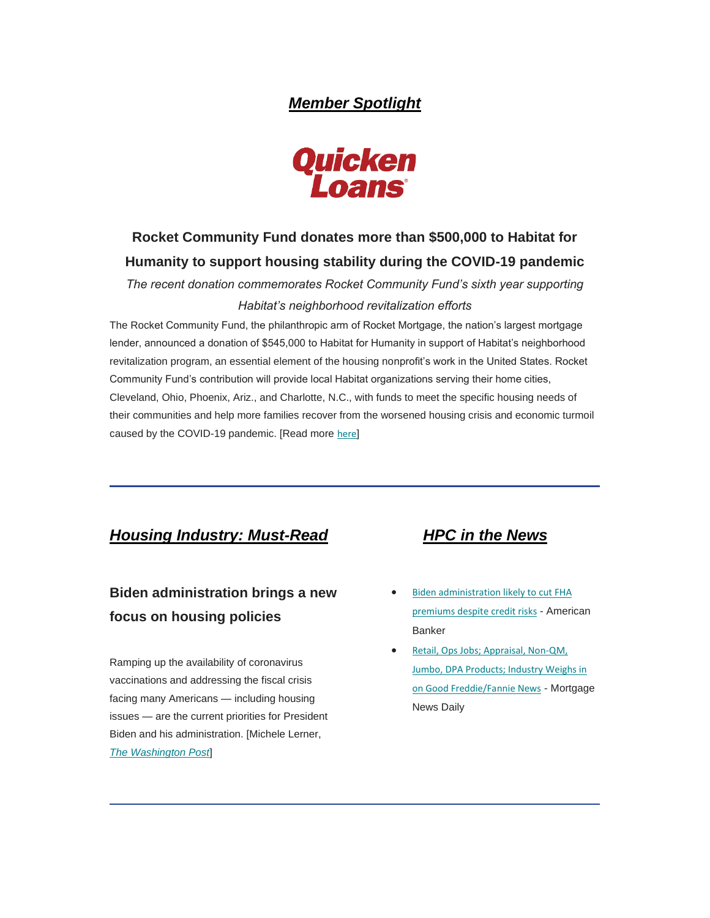## ***Member Spotlight***

**Quicken Loans**

### Rocket Community Fund donates more than $500,000 to Habitat for Humanity to support housing stability during the COVID-19 pandemic

*The recent donation commemorates Rocket Community Fund's sixth year supporting Habitat's neighborhood revitalization efforts*

The Rocket Community Fund, the philanthropic arm of Rocket Mortgage, the nation's largest mortgage lender, announced a donation of $545,000 to Habitat for Humanity in support of Habitat's neighborhood revitalization program, an essential element of the housing nonprofit's work in the United States. Rocket Community Fund's contribution will provide local Habitat organizations serving their home cities, Cleveland, Ohio, Phoenix, Ariz., and Charlotte, N.C., with funds to meet the specific housing needs of their communities and help more families recover from the worsened housing crisis and economic turmoil caused by the COVID-19 pandemic. [Read more here]

---

## ***Housing Industry: Must-Read***

### Biden administration brings a new focus on housing policies

Ramping up the availability of coronavirus vaccinations and addressing the fiscal crisis facing many Americans — including housing issues — are the current priorities for President Biden and his administration. [Michele Lerner, *The Washington Post*]

## ***HPC in the News***

- Biden administration likely to cut FHA premiums despite credit risks - American Banker
- Retail, Ops Jobs; Appraisal, Non-QM, Jumbo, DPA Products; Industry Weighs in on Good Freddie/Fannie News - Mortgage News Daily

---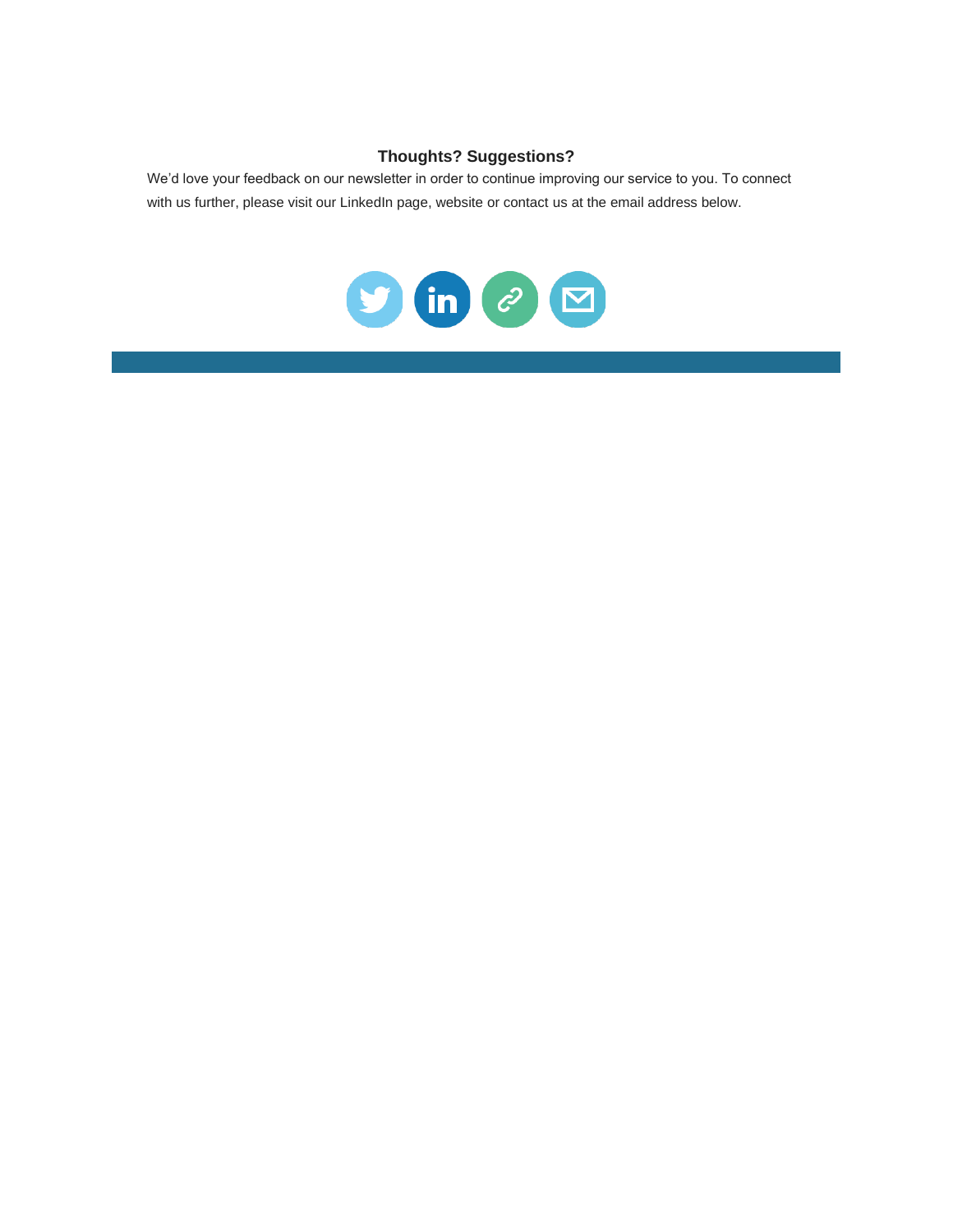### Thoughts? Suggestions?

We'd love your feedback on our newsletter in order to continue improving our service to you. To connect with us further, please visit our LinkedIn page, website or contact us at the email address below.